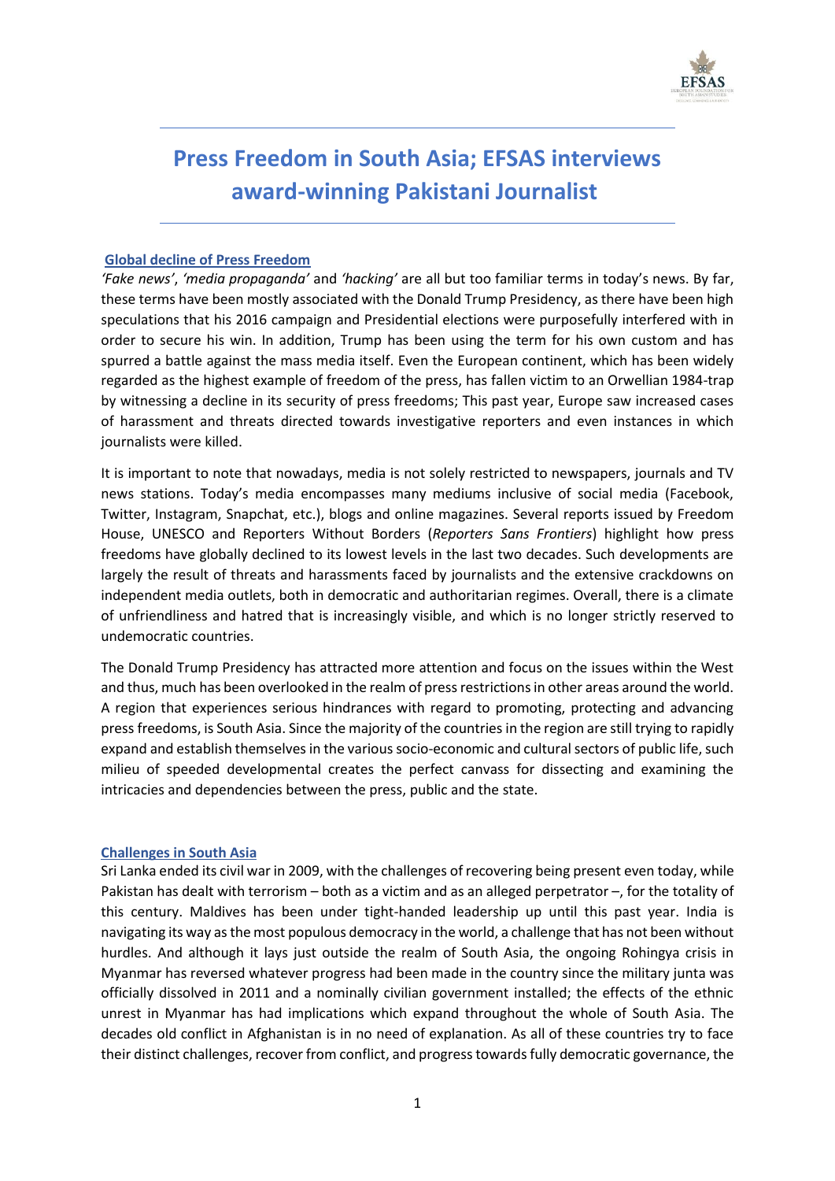# Press Freedom in South Asia; EFSAS interviews award-winning Pakistani Journalist

## Global decline of Press Freedom

*'Fake news'*, *'media propaganda'* and *'hacking'* are all but too familiar terms in today's news. By far, these terms have been mostly associated with the Donald Trump Presidency, as there have been high speculations that his 2016 campaign and Presidential elections were purposefully interfered with in order to secure his win. In addition, Trump has been using the term for his own custom and has spurred a battle against the mass media itself. Even the European continent, which has been widely regarded as the highest example of freedom of the press, has fallen victim to an Orwellian 1984-trap by witnessing a decline in its security of press freedoms; This past year, Europe saw increased cases of harassment and threats directed towards investigative reporters and even instances in which journalists were killed.

It is important to note that nowadays, media is not solely restricted to newspapers, journals and TV news stations. Today's media encompasses many mediums inclusive of social media (Facebook, Twitter, Instagram, Snapchat, etc.), blogs and online magazines. Several reports issued by Freedom House, UNESCO and Reporters Without Borders (*Reporters Sans Frontiers*) highlight how press freedoms have globally declined to its lowest levels in the last two decades. Such developments are largely the result of threats and harassments faced by journalists and the extensive crackdowns on independent media outlets, both in democratic and authoritarian regimes. Overall, there is a climate of unfriendliness and hatred that is increasingly visible, and which is no longer strictly reserved to undemocratic countries.

The Donald Trump Presidency has attracted more attention and focus on the issues within the West and thus, much has been overlooked in the realm of press restrictions in other areas around the world. A region that experiences serious hindrances with regard to promoting, protecting and advancing press freedoms, is South Asia. Since the majority of the countries in the region are still trying to rapidly expand and establish themselves in the various socio-economic and cultural sectors of public life, such milieu of speeded developmental creates the perfect canvass for dissecting and examining the intricacies and dependencies between the press, public and the state.

## Challenges in South Asia

Sri Lanka ended its civil war in 2009, with the challenges of recovering being present even today, while Pakistan has dealt with terrorism – both as a victim and as an alleged perpetrator –, for the totality of this century. Maldives has been under tight-handed leadership up until this past year. India is navigating its way as the most populous democracy in the world, a challenge that has not been without hurdles. And although it lays just outside the realm of South Asia, the ongoing Rohingya crisis in Myanmar has reversed whatever progress had been made in the country since the military junta was officially dissolved in 2011 and a nominally civilian government installed; the effects of the ethnic unrest in Myanmar has had implications which expand throughout the whole of South Asia. The decades old conflict in Afghanistan is in no need of explanation. As all of these countries try to face their distinct challenges, recover from conflict, and progress towards fully democratic governance, the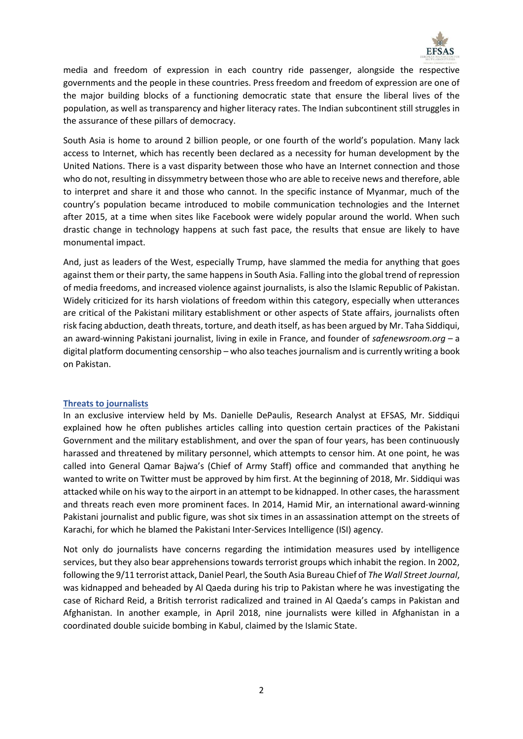media and freedom of expression in each country ride passenger, alongside the respective governments and the people in these countries. Press freedom and freedom of expression are one of the major building blocks of a functioning democratic state that ensure the liberal lives of the population, as well as transparency and higher literacy rates. The Indian subcontinent still struggles in the assurance of these pillars of democracy.

South Asia is home to around 2 billion people, or one fourth of the world's population. Many lack access to Internet, which has recently been declared as a necessity for human development by the United Nations. There is a vast disparity between those who have an Internet connection and those who do not, resulting in dissymmetry between those who are able to receive news and therefore, able to interpret and share it and those who cannot. In the specific instance of Myanmar, much of the country's population became introduced to mobile communication technologies and the Internet after 2015, at a time when sites like Facebook were widely popular around the world. When such drastic change in technology happens at such fast pace, the results that ensue are likely to have monumental impact.

And, just as leaders of the West, especially Trump, have slammed the media for anything that goes against them or their party, the same happens in South Asia. Falling into the global trend of repression of media freedoms, and increased violence against journalists, is also the Islamic Republic of Pakistan. Widely criticized for its harsh violations of freedom within this category, especially when utterances are critical of the Pakistani military establishment or other aspects of State affairs, journalists often risk facing abduction, death threats, torture, and death itself, as has been argued by Mr. Taha Siddiqui, an award-winning Pakistani journalist, living in exile in France, and founder of *safenewsroom.org* – a digital platform documenting censorship – who also teaches journalism and is currently writing a book on Pakistan.

## Threats to journalists

In an exclusive interview held by Ms. Danielle DePaulis, Research Analyst at EFSAS, Mr. Siddiqui explained how he often publishes articles calling into question certain practices of the Pakistani Government and the military establishment, and over the span of four years, has been continuously harassed and threatened by military personnel, which attempts to censor him. At one point, he was called into General Qamar Bajwa's (Chief of Army Staff) office and commanded that anything he wanted to write on Twitter must be approved by him first. At the beginning of 2018, Mr. Siddiqui was attacked while on his way to the airport in an attempt to be kidnapped. In other cases, the harassment and threats reach even more prominent faces. In 2014, Hamid Mir, an international award-winning Pakistani journalist and public figure, was shot six times in an assassination attempt on the streets of Karachi, for which he blamed the Pakistani Inter-Services Intelligence (ISI) agency.

Not only do journalists have concerns regarding the intimidation measures used by intelligence services, but they also bear apprehensions towards terrorist groups which inhabit the region. In 2002, following the 9/11 terrorist attack, Daniel Pearl, the South Asia Bureau Chief of *The Wall Street Journal*, was kidnapped and beheaded by Al Qaeda during his trip to Pakistan where he was investigating the case of Richard Reid, a British terrorist radicalized and trained in Al Qaeda's camps in Pakistan and Afghanistan. In another example, in April 2018, nine journalists were killed in Afghanistan in a coordinated double suicide bombing in Kabul, claimed by the Islamic State.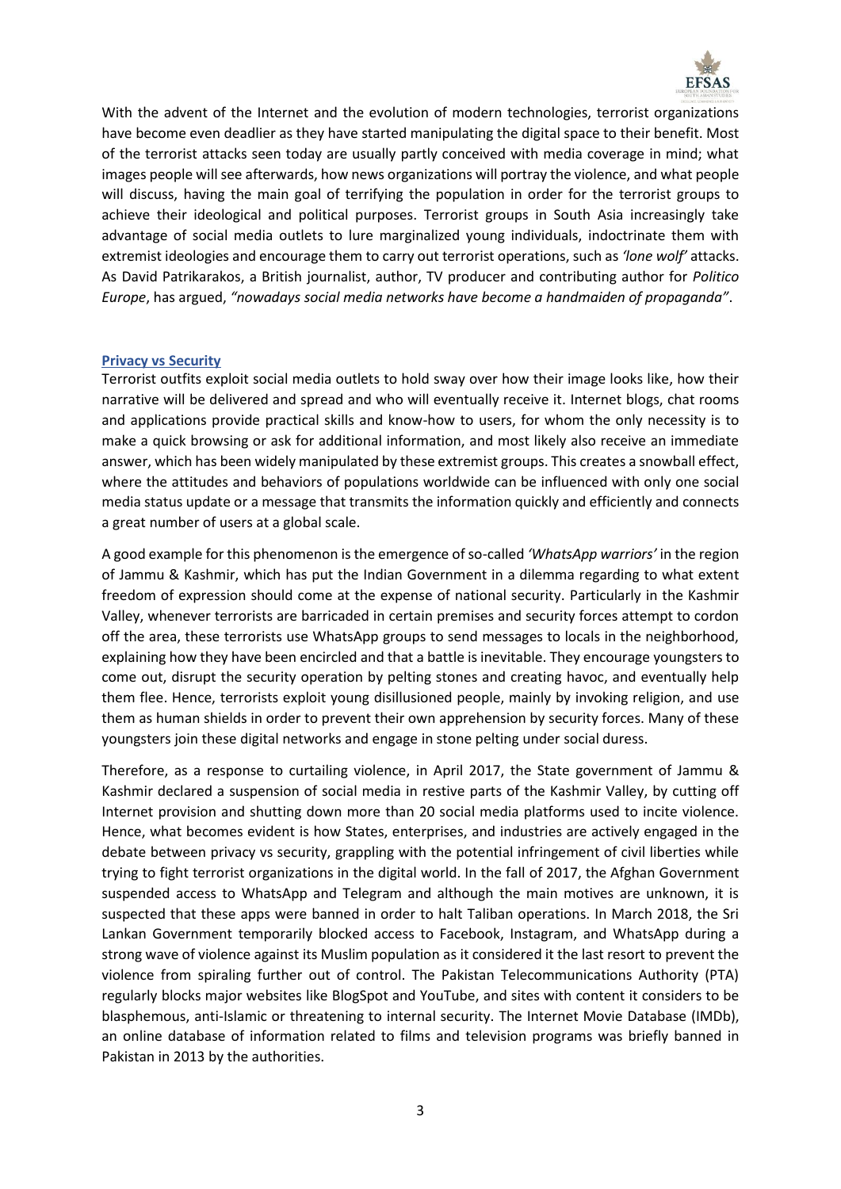With the advent of the Internet and the evolution of modern technologies, terrorist organizations have become even deadlier as they have started manipulating the digital space to their benefit. Most of the terrorist attacks seen today are usually partly conceived with media coverage in mind; what images people will see afterwards, how news organizations will portray the violence, and what people will discuss, having the main goal of terrifying the population in order for the terrorist groups to achieve their ideological and political purposes. Terrorist groups in South Asia increasingly take advantage of social media outlets to lure marginalized young individuals, indoctrinate them with extremist ideologies and encourage them to carry out terrorist operations, such as *'lone wolf'* attacks. As David Patrikarakos, a British journalist, author, TV producer and contributing author for *Politico Europe*, has argued, *"nowadays social media networks have become a handmaiden of propaganda"*.

## Privacy vs Security

Terrorist outfits exploit social media outlets to hold sway over how their image looks like, how their narrative will be delivered and spread and who will eventually receive it. Internet blogs, chat rooms and applications provide practical skills and know-how to users, for whom the only necessity is to make a quick browsing or ask for additional information, and most likely also receive an immediate answer, which has been widely manipulated by these extremist groups. This creates a snowball effect, where the attitudes and behaviors of populations worldwide can be influenced with only one social media status update or a message that transmits the information quickly and efficiently and connects a great number of users at a global scale.

A good example for this phenomenon is the emergence of so-called *'WhatsApp warriors'* in the region of Jammu & Kashmir, which has put the Indian Government in a dilemma regarding to what extent freedom of expression should come at the expense of national security. Particularly in the Kashmir Valley, whenever terrorists are barricaded in certain premises and security forces attempt to cordon off the area, these terrorists use WhatsApp groups to send messages to locals in the neighborhood, explaining how they have been encircled and that a battle is inevitable. They encourage youngsters to come out, disrupt the security operation by pelting stones and creating havoc, and eventually help them flee. Hence, terrorists exploit young disillusioned people, mainly by invoking religion, and use them as human shields in order to prevent their own apprehension by security forces. Many of these youngsters join these digital networks and engage in stone pelting under social duress.

Therefore, as a response to curtailing violence, in April 2017, the State government of Jammu & Kashmir declared a suspension of social media in restive parts of the Kashmir Valley, by cutting off Internet provision and shutting down more than 20 social media platforms used to incite violence. Hence, what becomes evident is how States, enterprises, and industries are actively engaged in the debate between privacy vs security, grappling with the potential infringement of civil liberties while trying to fight terrorist organizations in the digital world. In the fall of 2017, the Afghan Government suspended access to WhatsApp and Telegram and although the main motives are unknown, it is suspected that these apps were banned in order to halt Taliban operations. In March 2018, the Sri Lankan Government temporarily blocked access to Facebook, Instagram, and WhatsApp during a strong wave of violence against its Muslim population as it considered it the last resort to prevent the violence from spiraling further out of control. The Pakistan Telecommunications Authority (PTA) regularly blocks major websites like BlogSpot and YouTube, and sites with content it considers to be blasphemous, anti-Islamic or threatening to internal security. The Internet Movie Database (IMDb), an online database of information related to films and television programs was briefly banned in Pakistan in 2013 by the authorities.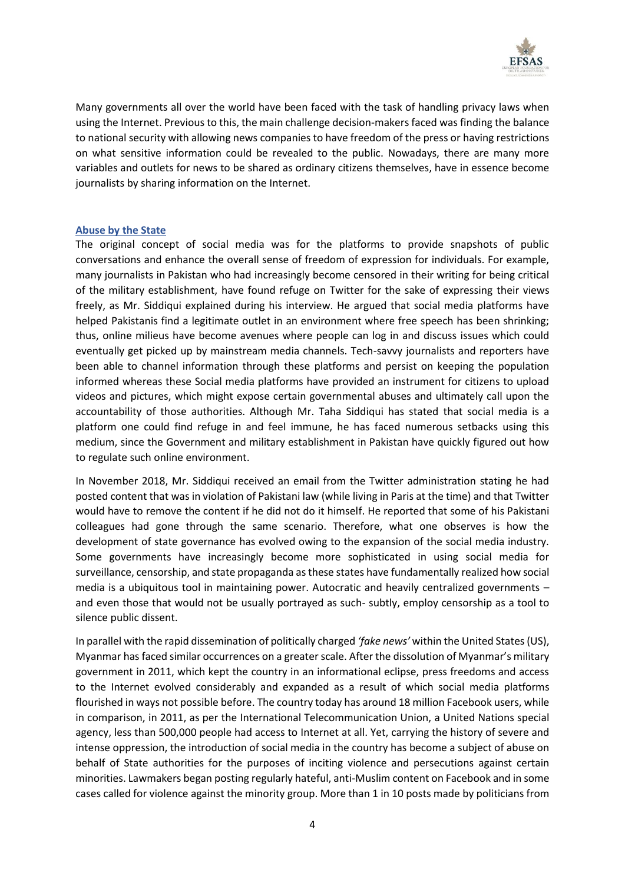Many governments all over the world have been faced with the task of handling privacy laws when using the Internet. Previous to this, the main challenge decision-makers faced was finding the balance to national security with allowing news companies to have freedom of the press or having restrictions on what sensitive information could be revealed to the public. Nowadays, there are many more variables and outlets for news to be shared as ordinary citizens themselves, have in essence become journalists by sharing information on the Internet.

## Abuse by the State

The original concept of social media was for the platforms to provide snapshots of public conversations and enhance the overall sense of freedom of expression for individuals. For example, many journalists in Pakistan who had increasingly become censored in their writing for being critical of the military establishment, have found refuge on Twitter for the sake of expressing their views freely, as Mr. Siddiqui explained during his interview. He argued that social media platforms have helped Pakistanis find a legitimate outlet in an environment where free speech has been shrinking; thus, online milieus have become avenues where people can log in and discuss issues which could eventually get picked up by mainstream media channels. Tech-savvy journalists and reporters have been able to channel information through these platforms and persist on keeping the population informed whereas these Social media platforms have provided an instrument for citizens to upload videos and pictures, which might expose certain governmental abuses and ultimately call upon the accountability of those authorities. Although Mr. Taha Siddiqui has stated that social media is a platform one could find refuge in and feel immune, he has faced numerous setbacks using this medium, since the Government and military establishment in Pakistan have quickly figured out how to regulate such online environment.

In November 2018, Mr. Siddiqui received an email from the Twitter administration stating he had posted content that was in violation of Pakistani law (while living in Paris at the time) and that Twitter would have to remove the content if he did not do it himself. He reported that some of his Pakistani colleagues had gone through the same scenario. Therefore, what one observes is how the development of state governance has evolved owing to the expansion of the social media industry. Some governments have increasingly become more sophisticated in using social media for surveillance, censorship, and state propaganda as these states have fundamentally realized how social media is a ubiquitous tool in maintaining power. Autocratic and heavily centralized governments – and even those that would not be usually portrayed as such- subtly, employ censorship as a tool to silence public dissent.

In parallel with the rapid dissemination of politically charged *'fake news'* within the United States (US), Myanmar has faced similar occurrences on a greater scale. After the dissolution of Myanmar's military government in 2011, which kept the country in an informational eclipse, press freedoms and access to the Internet evolved considerably and expanded as a result of which social media platforms flourished in ways not possible before. The country today has around 18 million Facebook users, while in comparison, in 2011, as per the International Telecommunication Union, a United Nations special agency, less than 500,000 people had access to Internet at all. Yet, carrying the history of severe and intense oppression, the introduction of social media in the country has become a subject of abuse on behalf of State authorities for the purposes of inciting violence and persecutions against certain minorities. Lawmakers began posting regularly hateful, anti-Muslim content on Facebook and in some cases called for violence against the minority group. More than 1 in 10 posts made by politicians from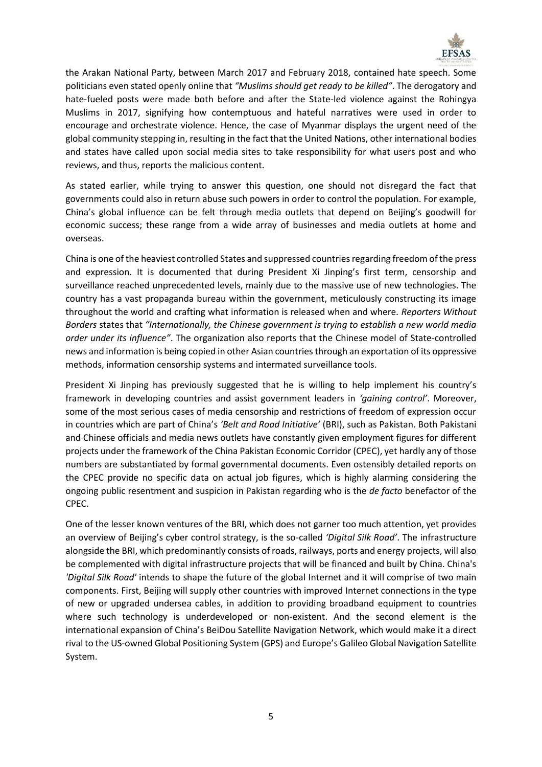the Arakan National Party, between March 2017 and February 2018, contained hate speech. Some politicians even stated openly online that *"Muslims should get ready to be killed"*. The derogatory and hate-fueled posts were made both before and after the State-led violence against the Rohingya Muslims in 2017, signifying how contemptuous and hateful narratives were used in order to encourage and orchestrate violence. Hence, the case of Myanmar displays the urgent need of the global community stepping in, resulting in the fact that the United Nations, other international bodies and states have called upon social media sites to take responsibility for what users post and who reviews, and thus, reports the malicious content.

As stated earlier, while trying to answer this question, one should not disregard the fact that governments could also in return abuse such powers in order to control the population. For example, China's global influence can be felt through media outlets that depend on Beijing's goodwill for economic success; these range from a wide array of businesses and media outlets at home and overseas.

China is one of the heaviest controlled States and suppressed countries regarding freedom of the press and expression. It is documented that during President Xi Jinping's first term, censorship and surveillance reached unprecedented levels, mainly due to the massive use of new technologies. The country has a vast propaganda bureau within the government, meticulously constructing its image throughout the world and crafting what information is released when and where. *Reporters Without Borders* states that *"Internationally, the Chinese government is trying to establish a new world media order under its influence"*. The organization also reports that the Chinese model of State-controlled news and information is being copied in other Asian countries through an exportation of its oppressive methods, information censorship systems and intermated surveillance tools.

President Xi Jinping has previously suggested that he is willing to help implement his country's framework in developing countries and assist government leaders in *'gaining control'*. Moreover, some of the most serious cases of media censorship and restrictions of freedom of expression occur in countries which are part of China's *'Belt and Road Initiative'* (BRI), such as Pakistan. Both Pakistani and Chinese officials and media news outlets have constantly given employment figures for different projects under the framework of the China Pakistan Economic Corridor (CPEC), yet hardly any of those numbers are substantiated by formal governmental documents. Even ostensibly detailed reports on the CPEC provide no specific data on actual job figures, which is highly alarming considering the ongoing public resentment and suspicion in Pakistan regarding who is the *de facto* benefactor of the CPEC.

One of the lesser known ventures of the BRI, which does not garner too much attention, yet provides an overview of Beijing's cyber control strategy, is the so-called *'Digital Silk Road'*. The infrastructure alongside the BRI, which predominantly consists of roads, railways, ports and energy projects, will also be complemented with digital infrastructure projects that will be financed and built by China. China's *'Digital Silk Road'* intends to shape the future of the global Internet and it will comprise of two main components. First, Beijing will supply other countries with improved Internet connections in the type of new or upgraded undersea cables, in addition to providing broadband equipment to countries where such technology is underdeveloped or non-existent. And the second element is the international expansion of China's BeiDou Satellite Navigation Network, which would make it a direct rival to the US-owned Global Positioning System (GPS) and Europe's Galileo Global Navigation Satellite System.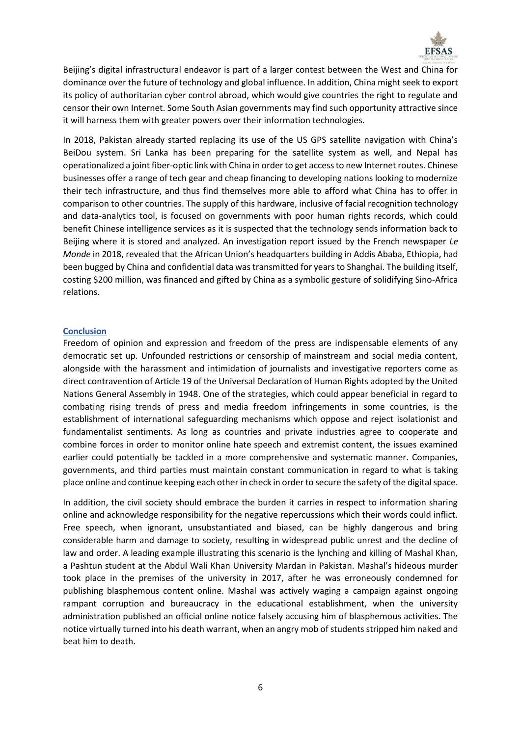Beijing's digital infrastructural endeavor is part of a larger contest between the West and China for dominance over the future of technology and global influence. In addition, China might seek to export its policy of authoritarian cyber control abroad, which would give countries the right to regulate and censor their own Internet. Some South Asian governments may find such opportunity attractive since it will harness them with greater powers over their information technologies.

In 2018, Pakistan already started replacing its use of the US GPS satellite navigation with China's BeiDou system. Sri Lanka has been preparing for the satellite system as well, and Nepal has operationalized a joint fiber-optic link with China in order to get access to new Internet routes. Chinese businesses offer a range of tech gear and cheap financing to developing nations looking to modernize their tech infrastructure, and thus find themselves more able to afford what China has to offer in comparison to other countries. The supply of this hardware, inclusive of facial recognition technology and data-analytics tool, is focused on governments with poor human rights records, which could benefit Chinese intelligence services as it is suspected that the technology sends information back to Beijing where it is stored and analyzed. An investigation report issued by the French newspaper *Le Monde* in 2018, revealed that the African Union's headquarters building in Addis Ababa, Ethiopia, had been bugged by China and confidential data was transmitted for years to Shanghai. The building itself, costing \$200 million, was financed and gifted by China as a symbolic gesture of solidifying Sino-Africa relations.

## Conclusion

Freedom of opinion and expression and freedom of the press are indispensable elements of any democratic set up. Unfounded restrictions or censorship of mainstream and social media content, alongside with the harassment and intimidation of journalists and investigative reporters come as direct contravention of Article 19 of the Universal Declaration of Human Rights adopted by the United Nations General Assembly in 1948. One of the strategies, which could appear beneficial in regard to combating rising trends of press and media freedom infringements in some countries, is the establishment of international safeguarding mechanisms which oppose and reject isolationist and fundamentalist sentiments. As long as countries and private industries agree to cooperate and combine forces in order to monitor online hate speech and extremist content, the issues examined earlier could potentially be tackled in a more comprehensive and systematic manner. Companies, governments, and third parties must maintain constant communication in regard to what is taking place online and continue keeping each other in check in order to secure the safety of the digital space.

In addition, the civil society should embrace the burden it carries in respect to information sharing online and acknowledge responsibility for the negative repercussions which their words could inflict. Free speech, when ignorant, unsubstantiated and biased, can be highly dangerous and bring considerable harm and damage to society, resulting in widespread public unrest and the decline of law and order. A leading example illustrating this scenario is the lynching and killing of Mashal Khan, a Pashtun student at the Abdul Wali Khan University Mardan in Pakistan. Mashal's hideous murder took place in the premises of the university in 2017, after he was erroneously condemned for publishing blasphemous content online. Mashal was actively waging a campaign against ongoing rampant corruption and bureaucracy in the educational establishment, when the university administration published an official online notice falsely accusing him of blasphemous activities. The notice virtually turned into his death warrant, when an angry mob of students stripped him naked and beat him to death.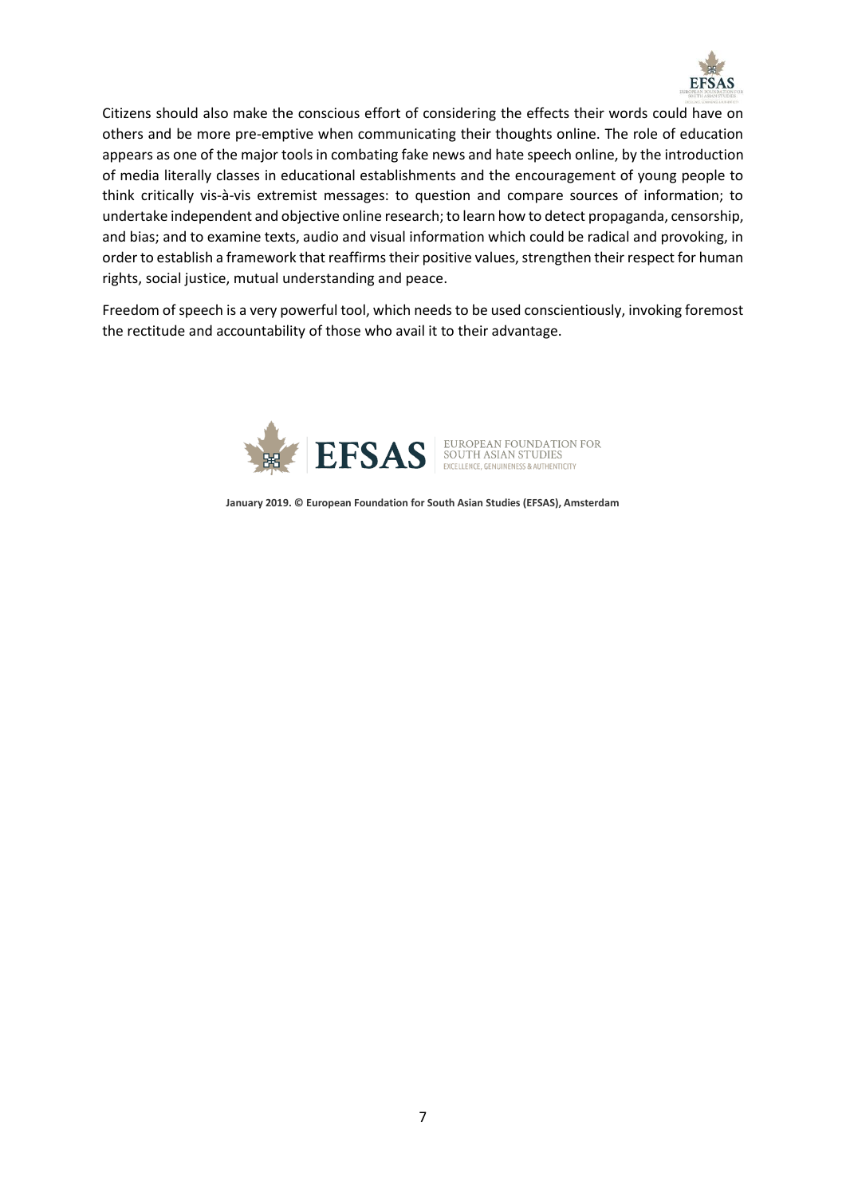Citizens should also make the conscious effort of considering the effects their words could have on others and be more pre-emptive when communicating their thoughts online. The role of education appears as one of the major tools in combating fake news and hate speech online, by the introduction of media literally classes in educational establishments and the encouragement of young people to think critically vis-à-vis extremist messages: to question and compare sources of information; to undertake independent and objective online research; to learn how to detect propaganda, censorship, and bias; and to examine texts, audio and visual information which could be radical and provoking, in order to establish a framework that reaffirms their positive values, strengthen their respect for human rights, social justice, mutual understanding and peace.

Freedom of speech is a very powerful tool, which needs to be used conscientiously, invoking foremost the rectitude and accountability of those who avail it to their advantage.

EFSAS | EUROPEAN FOUNDATION FOR SOUTH ASIAN STUDIES
EXCELLENCE, GENUINENESS & AUTHENTICITY

**January 2019. © European Foundation for South Asian Studies (EFSAS), Amsterdam**